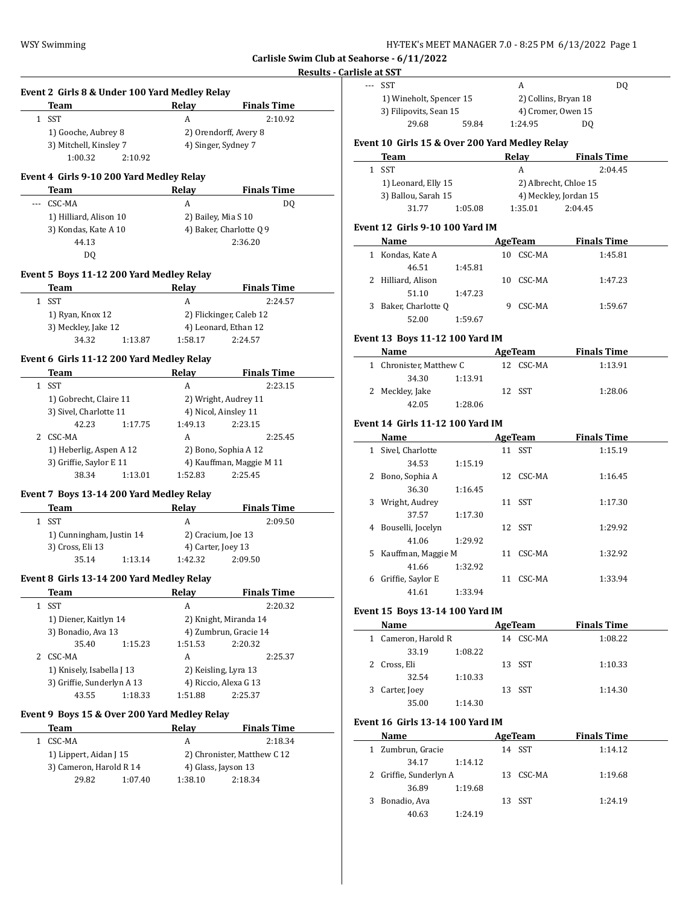## Carlisle Swim Club at Seahorse - 6/11/2022

### Results - Carlisle at SST

#### Event 2 Girls 8 & Under 100 Yard Medley Relay

| | Team | Relay | Finals Time |
|---|---|---|---|
| 1 | SST | A | 2:10.92 |

1) Gooche, Aubrey 8 2) Orendorff, Avery 8 3) Mitchell, Kinsley 7 4) Singer, Sydney 7
1:00.32 2:10.92

#### Event 4 Girls 9-10 200 Yard Medley Relay

| | Team | Relay | Finals Time |
|---|---|---|---|
| --- | CSC-MA | A | DQ |

1) Hilliard, Alison 10 2) Bailey, Mia S 10 3) Kondas, Kate A 10 4) Baker, Charlotte Q 9
44.13 2:36.20
DQ

#### Event 5 Boys 11-12 200 Yard Medley Relay

| | Team | Relay | Finals Time |
|---|---|---|---|
| 1 | SST | A | 2:24.57 |

1) Ryan, Knox 12 2) Flickinger, Caleb 12 3) Meckley, Jake 12 4) Leonard, Ethan 12
34.32 1:13.87 1:58.17 2:24.57

#### Event 6 Girls 11-12 200 Yard Medley Relay

| | Team | Relay | Finals Time |
|---|---|---|---|
| 1 | SST | A | 2:23.15 |

1) Gobrecht, Claire 11 2) Wright, Audrey 11 3) Sivel, Charlotte 11 4) Nicol, Ainsley 11
42.23 1:17.75 1:49.13 2:23.15

| | Team | Relay | Finals Time |
|---|---|---|---|
| 2 | CSC-MA | A | 2:25.45 |

1) Heberlig, Aspen A 12 2) Bono, Sophia A 12 3) Griffie, Saylor E 11 4) Kauffman, Maggie M 11
38.34 1:13.01 1:52.83 2:25.45

#### Event 7 Boys 13-14 200 Yard Medley Relay

| | Team | Relay | Finals Time |
|---|---|---|---|
| 1 | SST | A | 2:09.50 |

1) Cunningham, Justin 14 2) Cracium, Joe 13 3) Cross, Eli 13 4) Carter, Joey 13
35.14 1:13.14 1:42.32 2:09.50

#### Event 8 Girls 13-14 200 Yard Medley Relay

| | Team | Relay | Finals Time |
|---|---|---|---|
| 1 | SST | A | 2:20.32 |

1) Diener, Kaitlyn 14 2) Knight, Miranda 14 3) Bonadio, Ava 13 4) Zumbrun, Gracie 14
35.40 1:15.23 1:51.53 2:20.32

| | Team | Relay | Finals Time |
|---|---|---|---|
| 2 | CSC-MA | A | 2:25.37 |

1) Knisely, Isabella J 13 2) Keisling, Lyra 13 3) Griffie, Sunderlyn A 13 4) Riccio, Alexa G 13
43.55 1:18.33 1:51.88 2:25.37

#### Event 9 Boys 15 & Over 200 Yard Medley Relay

| | Team | Relay | Finals Time |
|---|---|---|---|
| 1 | CSC-MA | A | 2:18.34 |

1) Lippert, Aidan J 15 2) Chronister, Matthew C 12 3) Cameron, Harold R 14 4) Glass, Jayson 13
29.82 1:07.40 1:38.10 2:18.34

| | Team | Relay | Finals Time |
|---|---|---|---|
| --- | SST | A | DQ |

1) Wineholt, Spencer 15 2) Collins, Bryan 18 3) Filipovits, Sean 15 4) Cromer, Owen 15
29.68 59.84 1:24.95 DQ

#### Event 10 Girls 15 & Over 200 Yard Medley Relay

| | Team | Relay | Finals Time |
|---|---|---|---|
| 1 | SST | A | 2:04.45 |

1) Leonard, Elly 15 2) Albrecht, Chloe 15 3) Ballou, Sarah 15 4) Meckley, Jordan 15
31.77 1:05.08 1:35.01 2:04.45

#### Event 12 Girls 9-10 100 Yard IM

| | Name | Age | Team | Finals Time |
|---|---|---|---|---|
| 1 | Kondas, Kate A | 10 | CSC-MA | 1:45.81 |
| | 46.51 1:45.81 | | | |
| 2 | Hilliard, Alison | 10 | CSC-MA | 1:47.23 |
| | 51.10 1:47.23 | | | |
| 3 | Baker, Charlotte Q | 9 | CSC-MA | 1:59.67 |
| | 52.00 1:59.67 | | | |

#### Event 13 Boys 11-12 100 Yard IM

| | Name | Age | Team | Finals Time |
|---|---|---|---|---|
| 1 | Chronister, Matthew C | 12 | CSC-MA | 1:13.91 |
| | 34.30 1:13.91 | | | |
| 2 | Meckley, Jake | 12 | SST | 1:28.06 |
| | 42.05 1:28.06 | | | |

#### Event 14 Girls 11-12 100 Yard IM

| | Name | Age | Team | Finals Time |
|---|---|---|---|---|
| 1 | Sivel, Charlotte | 11 | SST | 1:15.19 |
| | 34.53 1:15.19 | | | |
| 2 | Bono, Sophia A | 12 | CSC-MA | 1:16.45 |
| | 36.30 1:16.45 | | | |
| 3 | Wright, Audrey | 11 | SST | 1:17.30 |
| | 37.57 1:17.30 | | | |
| 4 | Bouselli, Jocelyn | 12 | SST | 1:29.92 |
| | 41.06 1:29.92 | | | |
| 5 | Kauffman, Maggie M | 11 | CSC-MA | 1:32.92 |
| | 41.66 1:32.92 | | | |
| 6 | Griffie, Saylor E | 11 | CSC-MA | 1:33.94 |
| | 41.61 1:33.94 | | | |

#### Event 15 Boys 13-14 100 Yard IM

| | Name | Age | Team | Finals Time |
|---|---|---|---|---|
| 1 | Cameron, Harold R | 14 | CSC-MA | 1:08.22 |
| | 33.19 1:08.22 | | | |
| 2 | Cross, Eli | 13 | SST | 1:10.33 |
| | 32.54 1:10.33 | | | |
| 3 | Carter, Joey | 13 | SST | 1:14.30 |
| | 35.00 1:14.30 | | | |

#### Event 16 Girls 13-14 100 Yard IM

| | Name | Age | Team | Finals Time |
|---|---|---|---|---|
| 1 | Zumbrun, Gracie | 14 | SST | 1:14.12 |
| | 34.17 1:14.12 | | | |
| 2 | Griffie, Sunderlyn A | 13 | CSC-MA | 1:19.68 |
| | 36.89 1:19.68 | | | |
| 3 | Bonadio, Ava | 13 | SST | 1:24.19 |
| | 40.63 1:24.19 | | | |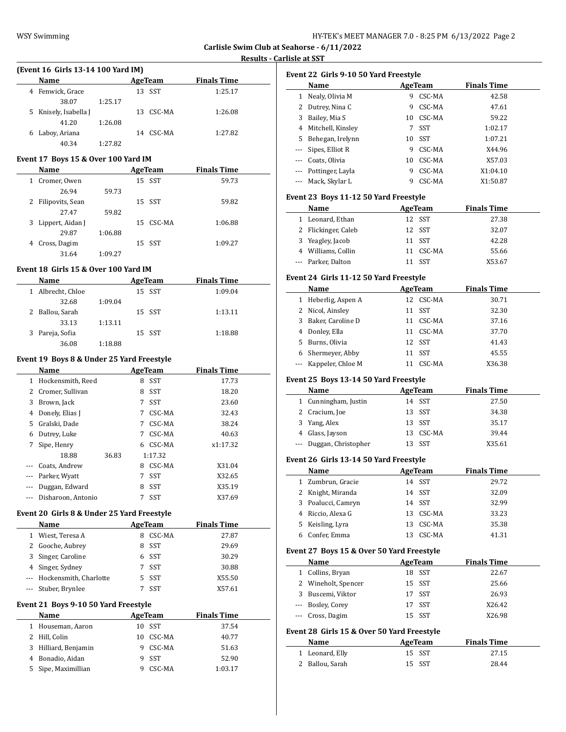Carlisle Swim Club at Seahorse - 6/11/2022

**Results - Carlisle at SST**

### (Event 16 Girls 13-14 100 Yard IM)

| | Name | Age | Team | Finals Time |
|---|---|---|---|---|
| 4 | Fenwick, Grace | 13 | SST | 1:25.17 |
| | 38.07 | 1:25.17 | | |
| 5 | Knisely, Isabella J | 13 | CSC-MA | 1:26.08 |
| | 41.20 | 1:26.08 | | |
| 6 | Laboy, Ariana | 14 | CSC-MA | 1:27.82 |
| | 40.34 | 1:27.82 | | |

### Event 17 Boys 15 & Over 100 Yard IM

| | Name | Age | Team | Finals Time |
|---|---|---|---|---|
| 1 | Cromer, Owen | 15 | SST | 59.73 |
| | 26.94 | 59.73 | | |
| 2 | Filipovits, Sean | 15 | SST | 59.82 |
| | 27.47 | 59.82 | | |
| 3 | Lippert, Aidan J | 15 | CSC-MA | 1:06.88 |
| | 29.87 | 1:06.88 | | |
| 4 | Cross, Dagim | 15 | SST | 1:09.27 |
| | 31.64 | 1:09.27 | | |

### Event 18 Girls 15 & Over 100 Yard IM

| | Name | Age | Team | Finals Time |
|---|---|---|---|---|
| 1 | Albrecht, Chloe | 15 | SST | 1:09.04 |
| | 32.68 | 1:09.04 | | |
| 2 | Ballou, Sarah | 15 | SST | 1:13.11 |
| | 33.13 | 1:13.11 | | |
| 3 | Pareja, Sofia | 15 | SST | 1:18.88 |
| | 36.08 | 1:18.88 | | |

### Event 19 Boys 8 & Under 25 Yard Freestyle

| | Name | Age | Team | Finals Time |
|---|---|---|---|---|
| 1 | Hockensmith, Reed | 8 | SST | 17.73 |
| 2 | Cromer, Sullivan | 8 | SST | 18.20 |
| 3 | Brown, Jack | 7 | SST | 23.60 |
| 4 | Donely, Elias J | 7 | CSC-MA | 32.43 |
| 5 | Gralski, Dade | 7 | CSC-MA | 38.24 |
| 6 | Dutrey, Luke | 7 | CSC-MA | 40.63 |
| 7 | Sipe, Henry | 6 | CSC-MA | x1:17.32 |
| | 18.88 | 36.83 | 1:17.32 | |
| --- | Coats, Andrew | 8 | CSC-MA | X31.04 |
| --- | Parker, Wyatt | 7 | SST | X32.65 |
| --- | Duggan, Edward | 8 | SST | X35.19 |
| --- | Disharoon, Antonio | 7 | SST | X37.69 |

### Event 20 Girls 8 & Under 25 Yard Freestyle

| | Name | Age | Team | Finals Time |
|---|---|---|---|---|
| 1 | Wiest, Teresa A | 8 | CSC-MA | 27.87 |
| 2 | Gooche, Aubrey | 8 | SST | 29.69 |
| 3 | Singer, Caroline | 6 | SST | 30.29 |
| 4 | Singer, Sydney | 7 | SST | 30.88 |
| --- | Hockensmith, Charlotte | 5 | SST | X55.50 |
| --- | Stuber, Brynlee | 7 | SST | X57.61 |

### Event 21 Boys 9-10 50 Yard Freestyle

| | Name | Age | Team | Finals Time |
|---|---|---|---|---|
| 1 | Houseman, Aaron | 10 | SST | 37.54 |
| 2 | Hill, Colin | 10 | CSC-MA | 40.77 |
| 3 | Hilliard, Benjamin | 9 | CSC-MA | 51.63 |
| 4 | Bonadio, Aidan | 9 | SST | 52.90 |
| 5 | Sipe, Maximillian | 9 | CSC-MA | 1:03.17 |

### Event 22 Girls 9-10 50 Yard Freestyle

| | Name | Age | Team | Finals Time |
|---|---|---|---|---|
| 1 | Nealy, Olivia M | 9 | CSC-MA | 42.58 |
| 2 | Dutrey, Nina C | 9 | CSC-MA | 47.61 |
| 3 | Bailey, Mia S | 10 | CSC-MA | 59.22 |
| 4 | Mitchell, Kinsley | 7 | SST | 1:02.17 |
| 5 | Behegan, Irelynn | 10 | SST | 1:07.21 |
| --- | Sipes, Elliot R | 9 | CSC-MA | X44.96 |
| --- | Coats, Olivia | 10 | CSC-MA | X57.03 |
| --- | Pottinger, Layla | 9 | CSC-MA | X1:04.10 |
| --- | Mack, Skylar L | 9 | CSC-MA | X1:50.87 |

### Event 23 Boys 11-12 50 Yard Freestyle

| | Name | Age | Team | Finals Time |
|---|---|---|---|---|
| 1 | Leonard, Ethan | 12 | SST | 27.38 |
| 2 | Flickinger, Caleb | 12 | SST | 32.07 |
| 3 | Yeagley, Jacob | 11 | SST | 42.28 |
| 4 | Williams, Collin | 11 | CSC-MA | 55.66 |
| --- | Parker, Dalton | 11 | SST | X53.67 |

### Event 24 Girls 11-12 50 Yard Freestyle

| | Name | Age | Team | Finals Time |
|---|---|---|---|---|
| 1 | Heberlig, Aspen A | 12 | CSC-MA | 30.71 |
| 2 | Nicol, Ainsley | 11 | SST | 32.30 |
| 3 | Baker, Caroline D | 11 | CSC-MA | 37.16 |
| 4 | Donley, Ella | 11 | CSC-MA | 37.70 |
| 5 | Burns, Olivia | 12 | SST | 41.43 |
| 6 | Shermeyer, Abby | 11 | SST | 45.55 |
| --- | Kappeler, Chloe M | 11 | CSC-MA | X36.38 |

### Event 25 Boys 13-14 50 Yard Freestyle

| | Name | Age | Team | Finals Time |
|---|---|---|---|---|
| 1 | Cunningham, Justin | 14 | SST | 27.50 |
| 2 | Cracium, Joe | 13 | SST | 34.38 |
| 3 | Yang, Alex | 13 | SST | 35.17 |
| 4 | Glass, Jayson | 13 | CSC-MA | 39.44 |
| --- | Duggan, Christopher | 13 | SST | X35.61 |

### Event 26 Girls 13-14 50 Yard Freestyle

| | Name | Age | Team | Finals Time |
|---|---|---|---|---|
| 1 | Zumbrun, Gracie | 14 | SST | 29.72 |
| 2 | Knight, Miranda | 14 | SST | 32.09 |
| 3 | Poalucci, Camryn | 14 | SST | 32.99 |
| 4 | Riccio, Alexa G | 13 | CSC-MA | 33.23 |
| 5 | Keisling, Lyra | 13 | CSC-MA | 35.38 |
| 6 | Confer, Emma | 13 | CSC-MA | 41.31 |

### Event 27 Boys 15 & Over 50 Yard Freestyle

| | Name | Age | Team | Finals Time |
|---|---|---|---|---|
| 1 | Collins, Bryan | 18 | SST | 22.67 |
| 2 | Wineholt, Spencer | 15 | SST | 25.66 |
| 3 | Buscemi, Viktor | 17 | SST | 26.93 |
| --- | Bosley, Corey | 17 | SST | X26.42 |
| --- | Cross, Dagim | 15 | SST | X26.98 |

### Event 28 Girls 15 & Over 50 Yard Freestyle

| | Name | Age | Team | Finals Time |
|---|---|---|---|---|
| 1 | Leonard, Elly | 15 | SST | 27.15 |
| 2 | Ballou, Sarah | 15 | SST | 28.44 |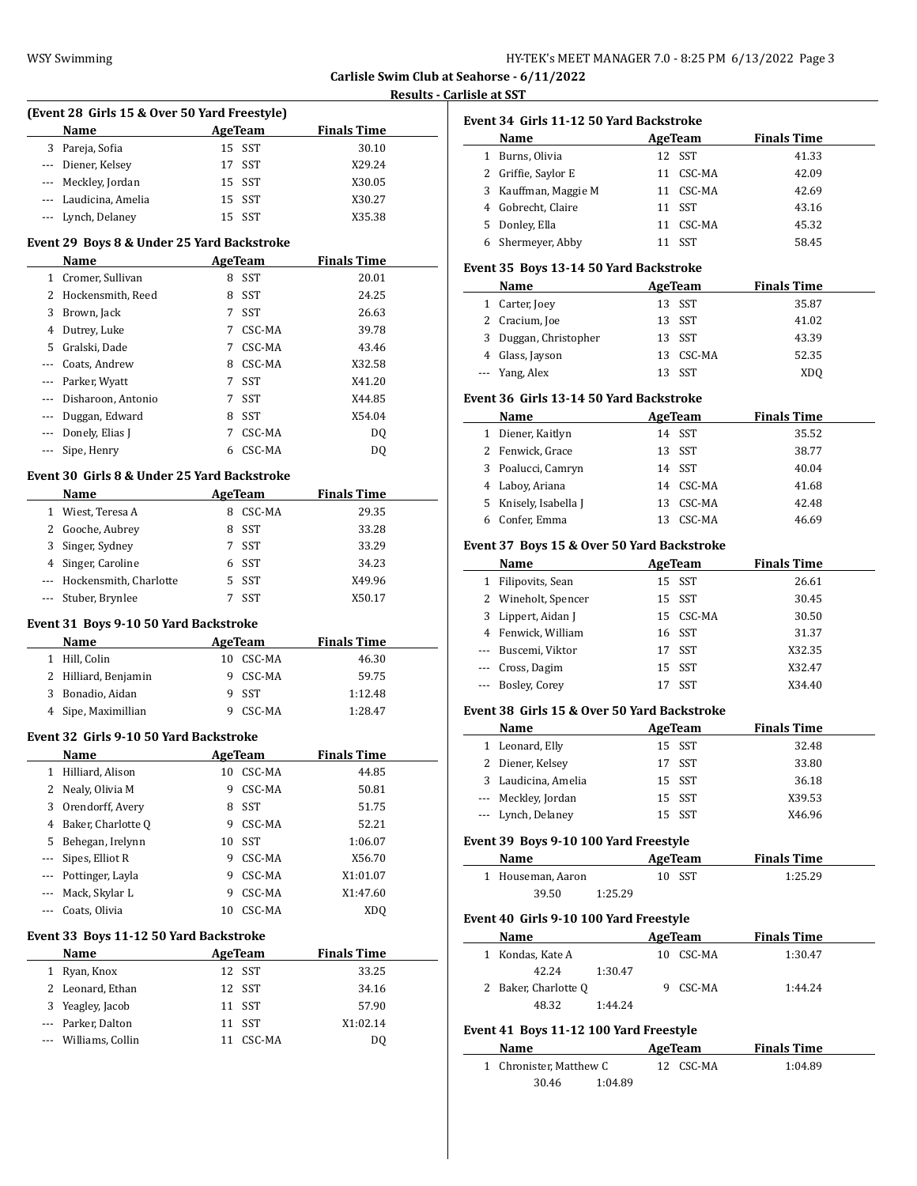**Carlisle Swim Club at Seahorse - 6/11/2022**

**Results - Carlisle at SST**

### (Event 28 Girls 15 & Over 50 Yard Freestyle)

| | Name | Age | Team | Finals Time |
|---|---|---|---|---|
| 3 | Pareja, Sofia | 15 | SST | 30.10 |
| --- | Diener, Kelsey | 17 | SST | X29.24 |
| --- | Meckley, Jordan | 15 | SST | X30.05 |
| --- | Laudicina, Amelia | 15 | SST | X30.27 |
| --- | Lynch, Delaney | 15 | SST | X35.38 |

### Event 29 Boys 8 & Under 25 Yard Backstroke

| | Name | Age | Team | Finals Time |
|---|---|---|---|---|
| 1 | Cromer, Sullivan | 8 | SST | 20.01 |
| 2 | Hockensmith, Reed | 8 | SST | 24.25 |
| 3 | Brown, Jack | 7 | SST | 26.63 |
| 4 | Dutrey, Luke | 7 | CSC-MA | 39.78 |
| 5 | Gralski, Dade | 7 | CSC-MA | 43.46 |
| --- | Coats, Andrew | 8 | CSC-MA | X32.58 |
| --- | Parker, Wyatt | 7 | SST | X41.20 |
| --- | Disharoon, Antonio | 7 | SST | X44.85 |
| --- | Duggan, Edward | 8 | SST | X54.04 |
| --- | Donely, Elias J | 7 | CSC-MA | DQ |
| --- | Sipe, Henry | 6 | CSC-MA | DQ |

### Event 30 Girls 8 & Under 25 Yard Backstroke

| | Name | Age | Team | Finals Time |
|---|---|---|---|---|
| 1 | Wiest, Teresa A | 8 | CSC-MA | 29.35 |
| 2 | Gooche, Aubrey | 8 | SST | 33.28 |
| 3 | Singer, Sydney | 7 | SST | 33.29 |
| 4 | Singer, Caroline | 6 | SST | 34.23 |
| --- | Hockensmith, Charlotte | 5 | SST | X49.96 |
| --- | Stuber, Brynlee | 7 | SST | X50.17 |

### Event 31 Boys 9-10 50 Yard Backstroke

| | Name | Age | Team | Finals Time |
|---|---|---|---|---|
| 1 | Hill, Colin | 10 | CSC-MA | 46.30 |
| 2 | Hilliard, Benjamin | 9 | CSC-MA | 59.75 |
| 3 | Bonadio, Aidan | 9 | SST | 1:12.48 |
| 4 | Sipe, Maximillian | 9 | CSC-MA | 1:28.47 |

### Event 32 Girls 9-10 50 Yard Backstroke

| | Name | Age | Team | Finals Time |
|---|---|---|---|---|
| 1 | Hilliard, Alison | 10 | CSC-MA | 44.85 |
| 2 | Nealy, Olivia M | 9 | CSC-MA | 50.81 |
| 3 | Orendorff, Avery | 8 | SST | 51.75 |
| 4 | Baker, Charlotte Q | 9 | CSC-MA | 52.21 |
| 5 | Behegan, Irelynn | 10 | SST | 1:06.07 |
| --- | Sipes, Elliot R | 9 | CSC-MA | X56.70 |
| --- | Pottinger, Layla | 9 | CSC-MA | X1:01.07 |
| --- | Mack, Skylar L | 9 | CSC-MA | X1:47.60 |
| --- | Coats, Olivia | 10 | CSC-MA | XDQ |

### Event 33 Boys 11-12 50 Yard Backstroke

| | Name | Age | Team | Finals Time |
|---|---|---|---|---|
| 1 | Ryan, Knox | 12 | SST | 33.25 |
| 2 | Leonard, Ethan | 12 | SST | 34.16 |
| 3 | Yeagley, Jacob | 11 | SST | 57.90 |
| --- | Parker, Dalton | 11 | SST | X1:02.14 |
| --- | Williams, Collin | 11 | CSC-MA | DQ |

### Event 34 Girls 11-12 50 Yard Backstroke

| | Name | Age | Team | Finals Time |
|---|---|---|---|---|
| 1 | Burns, Olivia | 12 | SST | 41.33 |
| 2 | Griffie, Saylor E | 11 | CSC-MA | 42.09 |
| 3 | Kauffman, Maggie M | 11 | CSC-MA | 42.69 |
| 4 | Gobrecht, Claire | 11 | SST | 43.16 |
| 5 | Donley, Ella | 11 | CSC-MA | 45.32 |
| 6 | Shermeyer, Abby | 11 | SST | 58.45 |

### Event 35 Boys 13-14 50 Yard Backstroke

| | Name | Age | Team | Finals Time |
|---|---|---|---|---|
| 1 | Carter, Joey | 13 | SST | 35.87 |
| 2 | Cracium, Joe | 13 | SST | 41.02 |
| 3 | Duggan, Christopher | 13 | SST | 43.39 |
| 4 | Glass, Jayson | 13 | CSC-MA | 52.35 |
| --- | Yang, Alex | 13 | SST | XDQ |

### Event 36 Girls 13-14 50 Yard Backstroke

| | Name | Age | Team | Finals Time |
|---|---|---|---|---|
| 1 | Diener, Kaitlyn | 14 | SST | 35.52 |
| 2 | Fenwick, Grace | 13 | SST | 38.77 |
| 3 | Poalucci, Camryn | 14 | SST | 40.04 |
| 4 | Laboy, Ariana | 14 | CSC-MA | 41.68 |
| 5 | Knisely, Isabella J | 13 | CSC-MA | 42.48 |
| 6 | Confer, Emma | 13 | CSC-MA | 46.69 |

### Event 37 Boys 15 & Over 50 Yard Backstroke

| | Name | Age | Team | Finals Time |
|---|---|---|---|---|
| 1 | Filipovits, Sean | 15 | SST | 26.61 |
| 2 | Wineholt, Spencer | 15 | SST | 30.45 |
| 3 | Lippert, Aidan J | 15 | CSC-MA | 30.50 |
| 4 | Fenwick, William | 16 | SST | 31.37 |
| --- | Buscemi, Viktor | 17 | SST | X32.35 |
| --- | Cross, Dagim | 15 | SST | X32.47 |
| --- | Bosley, Corey | 17 | SST | X34.40 |

### Event 38 Girls 15 & Over 50 Yard Backstroke

| | Name | Age | Team | Finals Time |
|---|---|---|---|---|
| 1 | Leonard, Elly | 15 | SST | 32.48 |
| 2 | Diener, Kelsey | 17 | SST | 33.80 |
| 3 | Laudicina, Amelia | 15 | SST | 36.18 |
| --- | Meckley, Jordan | 15 | SST | X39.53 |
| --- | Lynch, Delaney | 15 | SST | X46.96 |

### Event 39 Boys 9-10 100 Yard Freestyle

| | Name | Age | Team | Finals Time |
|---|---|---|---|---|
| 1 | Houseman, Aaron | 10 | SST | 1:25.29 |
| | 39.50 1:25.29 | | | |

### Event 40 Girls 9-10 100 Yard Freestyle

| | Name | Age | Team | Finals Time |
|---|---|---|---|---|
| 1 | Kondas, Kate A | 10 | CSC-MA | 1:30.47 |
| | 42.24 1:30.47 | | | |
| 2 | Baker, Charlotte Q | 9 | CSC-MA | 1:44.24 |
| | 48.32 1:44.24 | | | |

### Event 41 Boys 11-12 100 Yard Freestyle

| | Name | Age | Team | Finals Time |
|---|---|---|---|---|
| 1 | Chronister, Matthew C | 12 | CSC-MA | 1:04.89 |
| | 30.46 1:04.89 | | | |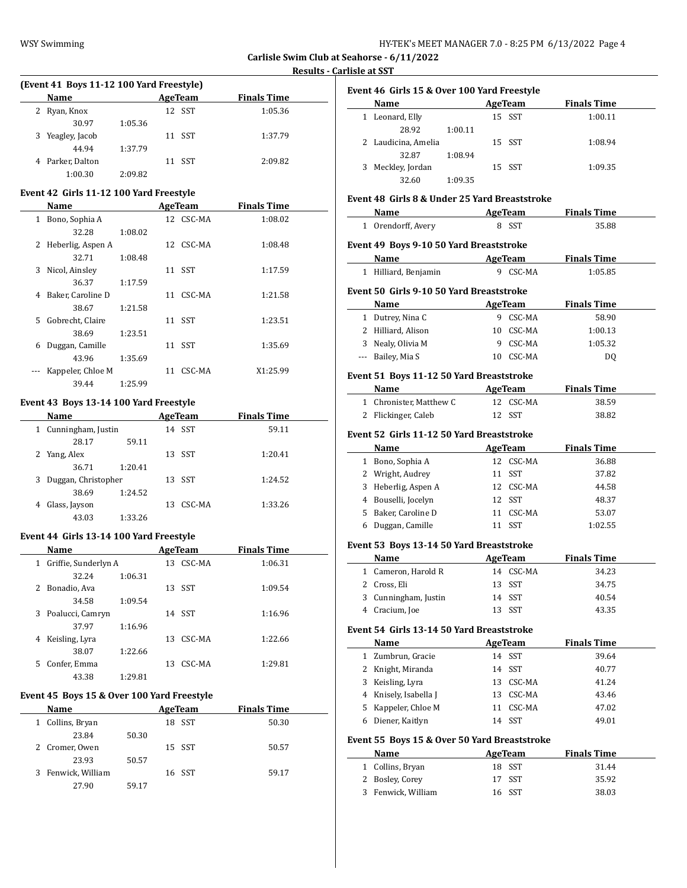## Carlisle Swim Club at Seahorse - 6/11/2022

### Results - Carlisle at SST

#### (Event 41 Boys 11-12 100 Yard Freestyle)

| | Name | Age | Team | Finals Time |
|---|---|---|---|---|
| 2 | Ryan, Knox | 12 | SST | 1:05.36 |
| | 30.97 1:05.36 | | | |
| 3 | Yeagley, Jacob | 11 | SST | 1:37.79 |
| | 44.94 1:37.79 | | | |
| 4 | Parker, Dalton | 11 | SST | 2:09.82 |
| | 1:00.30 2:09.82 | | | |

#### Event 42 Girls 11-12 100 Yard Freestyle

| | Name | Age | Team | Finals Time |
|---|---|---|---|---|
| 1 | Bono, Sophia A | 12 | CSC-MA | 1:08.02 |
| | 32.28 1:08.02 | | | |
| 2 | Heberlig, Aspen A | 12 | CSC-MA | 1:08.48 |
| | 32.71 1:08.48 | | | |
| 3 | Nicol, Ainsley | 11 | SST | 1:17.59 |
| | 36.37 1:17.59 | | | |
| 4 | Baker, Caroline D | 11 | CSC-MA | 1:21.58 |
| | 38.67 1:21.58 | | | |
| 5 | Gobrecht, Claire | 11 | SST | 1:23.51 |
| | 38.69 1:23.51 | | | |
| 6 | Duggan, Camille | 11 | SST | 1:35.69 |
| | 43.96 1:35.69 | | | |
| --- | Kappeler, Chloe M | 11 | CSC-MA | X1:25.99 |
| | 39.44 1:25.99 | | | |

#### Event 43 Boys 13-14 100 Yard Freestyle

| | Name | Age | Team | Finals Time |
|---|---|---|---|---|
| 1 | Cunningham, Justin | 14 | SST | 59.11 |
| | 28.17 59.11 | | | |
| 2 | Yang, Alex | 13 | SST | 1:20.41 |
| | 36.71 1:20.41 | | | |
| 3 | Duggan, Christopher | 13 | SST | 1:24.52 |
| | 38.69 1:24.52 | | | |
| 4 | Glass, Jayson | 13 | CSC-MA | 1:33.26 |
| | 43.03 1:33.26 | | | |

#### Event 44 Girls 13-14 100 Yard Freestyle

| | Name | Age | Team | Finals Time |
|---|---|---|---|---|
| 1 | Griffie, Sunderlyn A | 13 | CSC-MA | 1:06.31 |
| | 32.24 1:06.31 | | | |
| 2 | Bonadio, Ava | 13 | SST | 1:09.54 |
| | 34.58 1:09.54 | | | |
| 3 | Poalucci, Camryn | 14 | SST | 1:16.96 |
| | 37.97 1:16.96 | | | |
| 4 | Keisling, Lyra | 13 | CSC-MA | 1:22.66 |
| | 38.07 1:22.66 | | | |
| 5 | Confer, Emma | 13 | CSC-MA | 1:29.81 |
| | 43.38 1:29.81 | | | |

#### Event 45 Boys 15 & Over 100 Yard Freestyle

| | Name | Age | Team | Finals Time |
|---|---|---|---|---|
| 1 | Collins, Bryan | 18 | SST | 50.30 |
| | 23.84 50.30 | | | |
| 2 | Cromer, Owen | 15 | SST | 50.57 |
| | 23.93 50.57 | | | |
| 3 | Fenwick, William | 16 | SST | 59.17 |
| | 27.90 59.17 | | | |

#### Event 46 Girls 15 & Over 100 Yard Freestyle

| | Name | Age | Team | Finals Time |
|---|---|---|---|---|
| 1 | Leonard, Elly | 15 | SST | 1:00.11 |
| | 28.92 1:00.11 | | | |
| 2 | Laudicina, Amelia | 15 | SST | 1:08.94 |
| | 32.87 1:08.94 | | | |
| 3 | Meckley, Jordan | 15 | SST | 1:09.35 |
| | 32.60 1:09.35 | | | |

#### Event 48 Girls 8 & Under 25 Yard Breaststroke

| | Name | Age | Team | Finals Time |
|---|---|---|---|---|
| 1 | Orendorff, Avery | 8 | SST | 35.88 |

#### Event 49 Boys 9-10 50 Yard Breaststroke

| | Name | Age | Team | Finals Time |
|---|---|---|---|---|
| 1 | Hilliard, Benjamin | 9 | CSC-MA | 1:05.85 |

#### Event 50 Girls 9-10 50 Yard Breaststroke

| | Name | Age | Team | Finals Time |
|---|---|---|---|---|
| 1 | Dutrey, Nina C | 9 | CSC-MA | 58.90 |
| 2 | Hilliard, Alison | 10 | CSC-MA | 1:00.13 |
| 3 | Nealy, Olivia M | 9 | CSC-MA | 1:05.32 |
| --- | Bailey, Mia S | 10 | CSC-MA | DQ |

#### Event 51 Boys 11-12 50 Yard Breaststroke

| | Name | Age | Team | Finals Time |
|---|---|---|---|---|
| 1 | Chronister, Matthew C | 12 | CSC-MA | 38.59 |
| 2 | Flickinger, Caleb | 12 | SST | 38.82 |

#### Event 52 Girls 11-12 50 Yard Breaststroke

| | Name | Age | Team | Finals Time |
|---|---|---|---|---|
| 1 | Bono, Sophia A | 12 | CSC-MA | 36.88 |
| 2 | Wright, Audrey | 11 | SST | 37.82 |
| 3 | Heberlig, Aspen A | 12 | CSC-MA | 44.58 |
| 4 | Bouselli, Jocelyn | 12 | SST | 48.37 |
| 5 | Baker, Caroline D | 11 | CSC-MA | 53.07 |
| 6 | Duggan, Camille | 11 | SST | 1:02.55 |

#### Event 53 Boys 13-14 50 Yard Breaststroke

| | Name | Age | Team | Finals Time |
|---|---|---|---|---|
| 1 | Cameron, Harold R | 14 | CSC-MA | 34.23 |
| 2 | Cross, Eli | 13 | SST | 34.75 |
| 3 | Cunningham, Justin | 14 | SST | 40.54 |
| 4 | Cracium, Joe | 13 | SST | 43.35 |

#### Event 54 Girls 13-14 50 Yard Breaststroke

| | Name | Age | Team | Finals Time |
|---|---|---|---|---|
| 1 | Zumbrun, Gracie | 14 | SST | 39.64 |
| 2 | Knight, Miranda | 14 | SST | 40.77 |
| 3 | Keisling, Lyra | 13 | CSC-MA | 41.24 |
| 4 | Knisely, Isabella J | 13 | CSC-MA | 43.46 |
| 5 | Kappeler, Chloe M | 11 | CSC-MA | 47.02 |
| 6 | Diener, Kaitlyn | 14 | SST | 49.01 |

#### Event 55 Boys 15 & Over 50 Yard Breaststroke

| | Name | Age | Team | Finals Time |
|---|---|---|---|---|
| 1 | Collins, Bryan | 18 | SST | 31.44 |
| 2 | Bosley, Corey | 17 | SST | 35.92 |
| 3 | Fenwick, William | 16 | SST | 38.03 |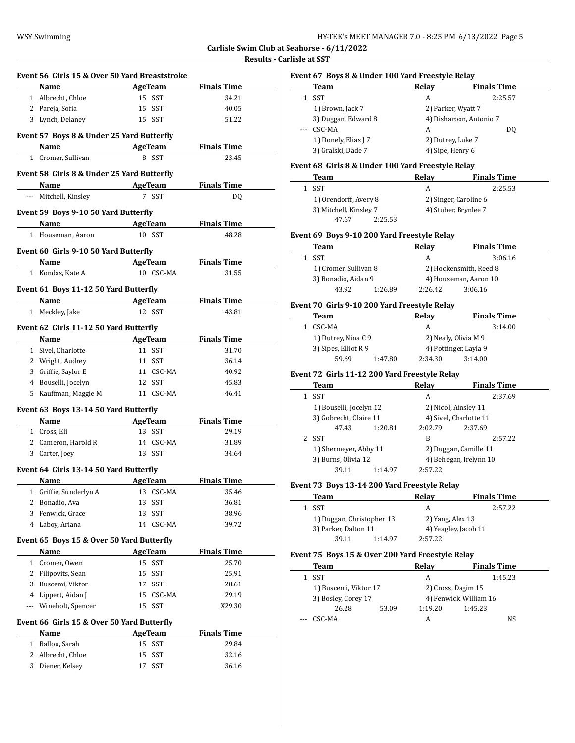**Carlisle Swim Club at Seahorse - 6/11/2022**

**Results - Carlisle at SST**

### Event 56 Girls 15 & Over 50 Yard Breaststroke

| | Name | Age | Team | Finals Time |
|---|---|---|---|---|
| 1 | Albrecht, Chloe | 15 | SST | 34.21 |
| 2 | Pareja, Sofia | 15 | SST | 40.05 |
| 3 | Lynch, Delaney | 15 | SST | 51.22 |

### Event 57 Boys 8 & Under 25 Yard Butterfly

| | Name | Age | Team | Finals Time |
|---|---|---|---|---|
| 1 | Cromer, Sullivan | 8 | SST | 23.45 |

### Event 58 Girls 8 & Under 25 Yard Butterfly

| | Name | Age | Team | Finals Time |
|---|---|---|---|---|
| --- | Mitchell, Kinsley | 7 | SST | DQ |

### Event 59 Boys 9-10 50 Yard Butterfly

| | Name | Age | Team | Finals Time |
|---|---|---|---|---|
| 1 | Houseman, Aaron | 10 | SST | 48.28 |

### Event 60 Girls 9-10 50 Yard Butterfly

| | Name | Age | Team | Finals Time |
|---|---|---|---|---|
| 1 | Kondas, Kate A | 10 | CSC-MA | 31.55 |

### Event 61 Boys 11-12 50 Yard Butterfly

| | Name | Age | Team | Finals Time |
|---|---|---|---|---|
| 1 | Meckley, Jake | 12 | SST | 43.81 |

### Event 62 Girls 11-12 50 Yard Butterfly

| | Name | Age | Team | Finals Time |
|---|---|---|---|---|
| 1 | Sivel, Charlotte | 11 | SST | 31.70 |
| 2 | Wright, Audrey | 11 | SST | 36.14 |
| 3 | Griffie, Saylor E | 11 | CSC-MA | 40.92 |
| 4 | Bouselli, Jocelyn | 12 | SST | 45.83 |
| 5 | Kauffman, Maggie M | 11 | CSC-MA | 46.41 |

### Event 63 Boys 13-14 50 Yard Butterfly

| | Name | Age | Team | Finals Time |
|---|---|---|---|---|
| 1 | Cross, Eli | 13 | SST | 29.19 |
| 2 | Cameron, Harold R | 14 | CSC-MA | 31.89 |
| 3 | Carter, Joey | 13 | SST | 34.64 |

### Event 64 Girls 13-14 50 Yard Butterfly

| | Name | Age | Team | Finals Time |
|---|---|---|---|---|
| 1 | Griffie, Sunderlyn A | 13 | CSC-MA | 35.46 |
| 2 | Bonadio, Ava | 13 | SST | 36.81 |
| 3 | Fenwick, Grace | 13 | SST | 38.96 |
| 4 | Laboy, Ariana | 14 | CSC-MA | 39.72 |

### Event 65 Boys 15 & Over 50 Yard Butterfly

| | Name | Age | Team | Finals Time |
|---|---|---|---|---|
| 1 | Cromer, Owen | 15 | SST | 25.70 |
| 2 | Filipovits, Sean | 15 | SST | 25.91 |
| 3 | Buscemi, Viktor | 17 | SST | 28.61 |
| 4 | Lippert, Aidan J | 15 | CSC-MA | 29.19 |
| --- | Wineholt, Spencer | 15 | SST | X29.30 |

### Event 66 Girls 15 & Over 50 Yard Butterfly

| | Name | Age | Team | Finals Time |
|---|---|---|---|---|
| 1 | Ballou, Sarah | 15 | SST | 29.84 |
| 2 | Albrecht, Chloe | 15 | SST | 32.16 |
| 3 | Diener, Kelsey | 17 | SST | 36.16 |

### Event 67 Boys 8 & Under 100 Yard Freestyle Relay

| | Team | Relay | Finals Time |
|---|---|---|---|
| 1 | SST | A | 2:25.57 |
| | 1) Brown, Jack 7 | 2) Parker, Wyatt 7 | |
| | 3) Duggan, Edward 8 | 4) Disharoon, Antonio 7 | |
| --- | CSC-MA | A | DQ |
| | 1) Donely, Elias J 7 | 2) Dutrey, Luke 7 | |
| | 3) Gralski, Dade 7 | 4) Sipe, Henry 6 | |

### Event 68 Girls 8 & Under 100 Yard Freestyle Relay

| | Team | Relay | Finals Time |
|---|---|---|---|
| 1 | SST | A | 2:25.53 |
| | 1) Orendorff, Avery 8 | 2) Singer, Caroline 6 | |
| | 3) Mitchell, Kinsley 7 | 4) Stuber, Brynlee 7 | |
| | 47.67 2:25.53 | | |

### Event 69 Boys 9-10 200 Yard Freestyle Relay

| | Team | Relay | Finals Time |
|---|---|---|---|
| 1 | SST | A | 3:06.16 |
| | 1) Cromer, Sullivan 8 | 2) Hockensmith, Reed 8 | |
| | 3) Bonadio, Aidan 9 | 4) Houseman, Aaron 10 | |
| | 43.92 1:26.89 | 2:26.42 3:06.16 | |

### Event 70 Girls 9-10 200 Yard Freestyle Relay

| | Team | Relay | Finals Time |
|---|---|---|---|
| 1 | CSC-MA | A | 3:14.00 |
| | 1) Dutrey, Nina C 9 | 2) Nealy, Olivia M 9 | |
| | 3) Sipes, Elliot R 9 | 4) Pottinger, Layla 9 | |
| | 59.69 1:47.80 | 2:34.30 3:14.00 | |

### Event 72 Girls 11-12 200 Yard Freestyle Relay

| | Team | Relay | Finals Time |
|---|---|---|---|
| 1 | SST | A | 2:37.69 |
| | 1) Bouselli, Jocelyn 12 | 2) Nicol, Ainsley 11 | |
| | 3) Gobrecht, Claire 11 | 4) Sivel, Charlotte 11 | |
| | 47.43 1:20.81 | 2:02.79 2:37.69 | |
| 2 | SST | B | 2:57.22 |
| | 1) Shermeyer, Abby 11 | 2) Duggan, Camille 11 | |
| | 3) Burns, Olivia 12 | 4) Behegan, Irelynn 10 | |
| | 39.11 1:14.97 | 2:57.22 | |

### Event 73 Boys 13-14 200 Yard Freestyle Relay

| | Team | Relay | Finals Time |
|---|---|---|---|
| 1 | SST | A | 2:57.22 |
| | 1) Duggan, Christopher 13 | 2) Yang, Alex 13 | |
| | 3) Parker, Dalton 11 | 4) Yeagley, Jacob 11 | |
| | 39.11 1:14.97 | 2:57.22 | |

### Event 75 Boys 15 & Over 200 Yard Freestyle Relay

| | Team | Relay | Finals Time |
|---|---|---|---|
| 1 | SST | A | 1:45.23 |
| | 1) Buscemi, Viktor 17 | 2) Cross, Dagim 15 | |
| | 3) Bosley, Corey 17 | 4) Fenwick, William 16 | |
| | 26.28 53.09 | 1:19.20 1:45.23 | |
| --- | CSC-MA | A | NS |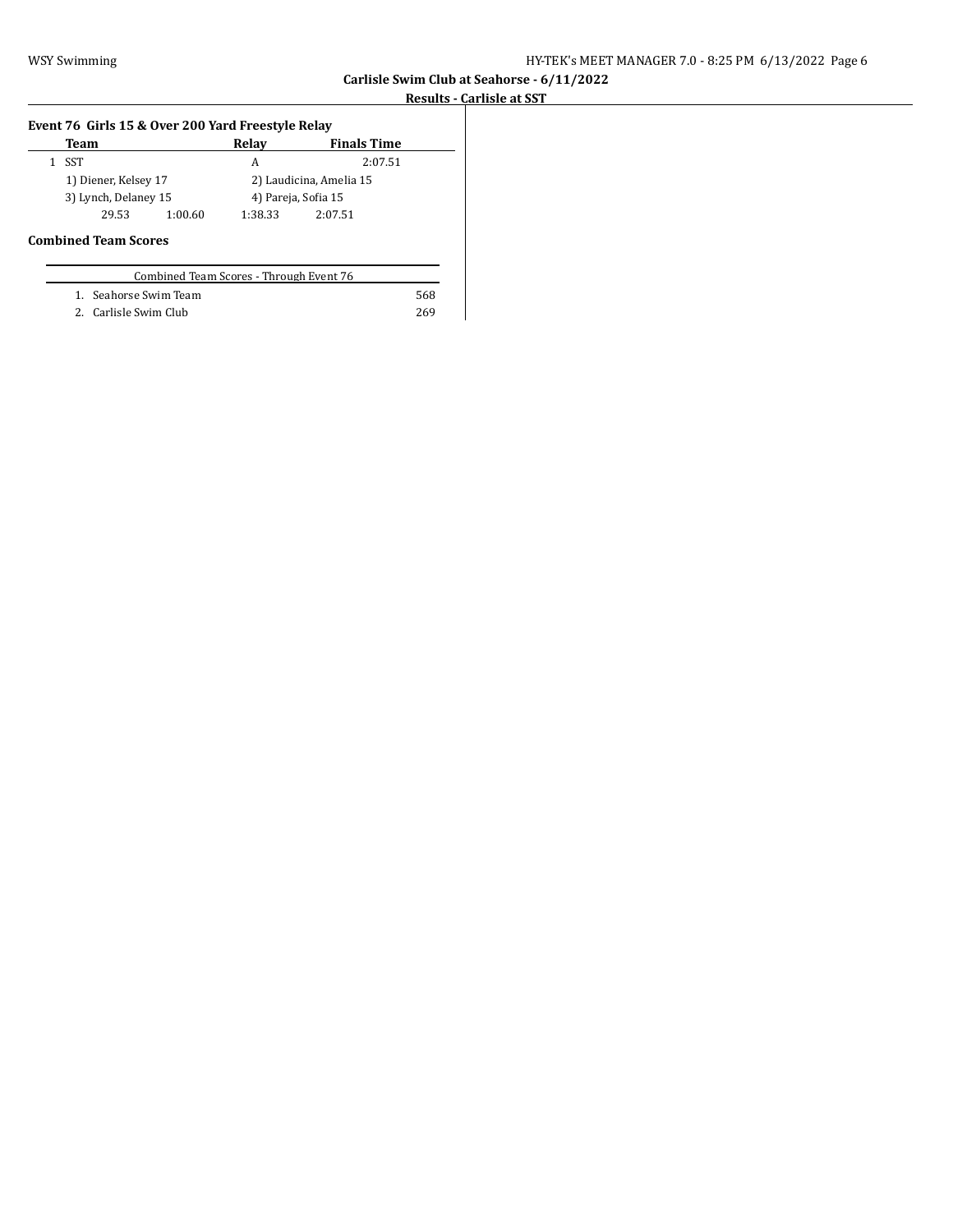Carlisle Swim Club at Seahorse - 6/11/2022

Results - Carlisle at SST

### Event 76 Girls 15 & Over 200 Yard Freestyle Relay

| | Team | Relay | Finals Time |
|---|---|---|---|
| 1 | SST | A | 2:07.51 |

1) Diener, Kelsey 17 — 2) Laudicina, Amelia 15
3) Lynch, Delaney 15 — 4) Pareja, Sofia 15

29.53 1:00.60 1:38.33 2:07.51

### Combined Team Scores

| Combined Team Scores - Through Event 76 | |
|---|---|
| 1. Seahorse Swim Team | 568 |
| 2. Carlisle Swim Club | 269 |